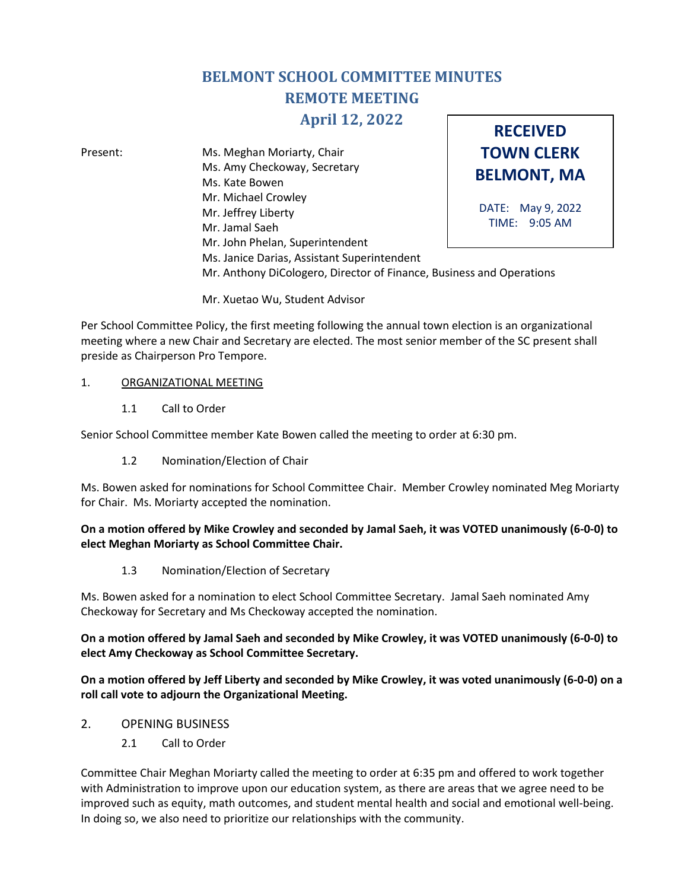# BELMONT SCHOOL COMMITTEE MINUTES
## REMOTE MEETING
## April 12, 2022

**RECEIVED**
**TOWN CLERK**
**BELMONT, MA**

DATE: May 9, 2022
TIME: 9:05 AM

Present:
- Ms. Meghan Moriarty, Chair
- Ms. Amy Checkoway, Secretary
- Ms. Kate Bowen
- Mr. Michael Crowley
- Mr. Jeffrey Liberty
- Mr. Jamal Saeh
- Mr. John Phelan, Superintendent
- Ms. Janice Darias, Assistant Superintendent
- Mr. Anthony DiCologero, Director of Finance, Business and Operations

- Mr. Xuetao Wu, Student Advisor

Per School Committee Policy, the first meeting following the annual town election is an organizational meeting where a new Chair and Secretary are elected. The most senior member of the SC present shall preside as Chairperson Pro Tempore.

1. <u>ORGANIZATIONAL MEETING</u>

   1.1 Call to Order

Senior School Committee member Kate Bowen called the meeting to order at 6:30 pm.

   1.2 Nomination/Election of Chair

Ms. Bowen asked for nominations for School Committee Chair. Member Crowley nominated Meg Moriarty for Chair. Ms. Moriarty accepted the nomination.

**On a motion offered by Mike Crowley and seconded by Jamal Saeh, it was VOTED unanimously (6-0-0) to elect Meghan Moriarty as School Committee Chair.**

   1.3 Nomination/Election of Secretary

Ms. Bowen asked for a nomination to elect School Committee Secretary. Jamal Saeh nominated Amy Checkoway for Secretary and Ms Checkoway accepted the nomination.

**On a motion offered by Jamal Saeh and seconded by Mike Crowley, it was VOTED unanimously (6-0-0) to elect Amy Checkoway as School Committee Secretary.**

**On a motion offered by Jeff Liberty and seconded by Mike Crowley, it was voted unanimously (6-0-0) on a roll call vote to adjourn the Organizational Meeting.**

2. OPENING BUSINESS

   2.1 Call to Order

Committee Chair Meghan Moriarty called the meeting to order at 6:35 pm and offered to work together with Administration to improve upon our education system, as there are areas that we agree need to be improved such as equity, math outcomes, and student mental health and social and emotional well-being. In doing so, we also need to prioritize our relationships with the community.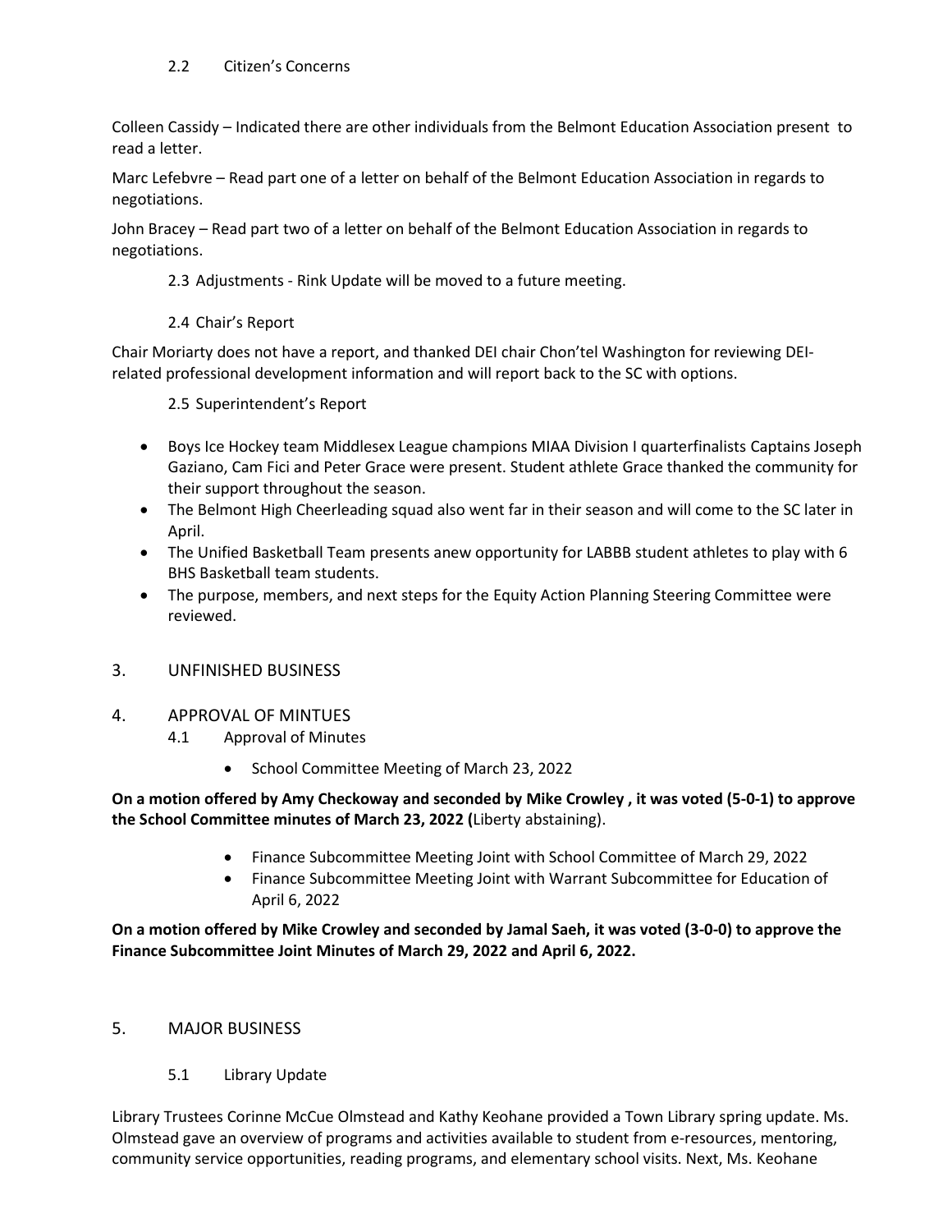### 2.2 Citizen's Concerns

Colleen Cassidy – Indicated there are other individuals from the Belmont Education Association present to read a letter.

Marc Lefebvre – Read part one of a letter on behalf of the Belmont Education Association in regards to negotiations.

John Bracey – Read part two of a letter on behalf of the Belmont Education Association in regards to negotiations.

### 2.3 Adjustments - Rink Update will be moved to a future meeting.

### 2.4 Chair's Report

Chair Moriarty does not have a report, and thanked DEI chair Chon'tel Washington for reviewing DEI-related professional development information and will report back to the SC with options.

### 2.5 Superintendent's Report

- Boys Ice Hockey team Middlesex League champions MIAA Division I quarterfinalists Captains Joseph Gaziano, Cam Fici and Peter Grace were present. Student athlete Grace thanked the community for their support throughout the season.
- The Belmont High Cheerleading squad also went far in their season and will come to the SC later in April.
- The Unified Basketball Team presents anew opportunity for LABBB student athletes to play with 6 BHS Basketball team students.
- The purpose, members, and next steps for the Equity Action Planning Steering Committee were reviewed.

## 3. UNFINISHED BUSINESS

## 4. APPROVAL OF MINTUES

### 4.1 Approval of Minutes

- School Committee Meeting of March 23, 2022

**On a motion offered by Amy Checkoway and seconded by Mike Crowley , it was voted (5-0-1) to approve the School Committee minutes of March 23, 2022 (**Liberty abstaining).

- Finance Subcommittee Meeting Joint with School Committee of March 29, 2022
- Finance Subcommittee Meeting Joint with Warrant Subcommittee for Education of April 6, 2022

**On a motion offered by Mike Crowley and seconded by Jamal Saeh, it was voted (3-0-0) to approve the Finance Subcommittee Joint Minutes of March 29, 2022 and April 6, 2022.**

## 5. MAJOR BUSINESS

### 5.1 Library Update

Library Trustees Corinne McCue Olmstead and Kathy Keohane provided a Town Library spring update. Ms. Olmstead gave an overview of programs and activities available to student from e-resources, mentoring, community service opportunities, reading programs, and elementary school visits. Next, Ms. Keohane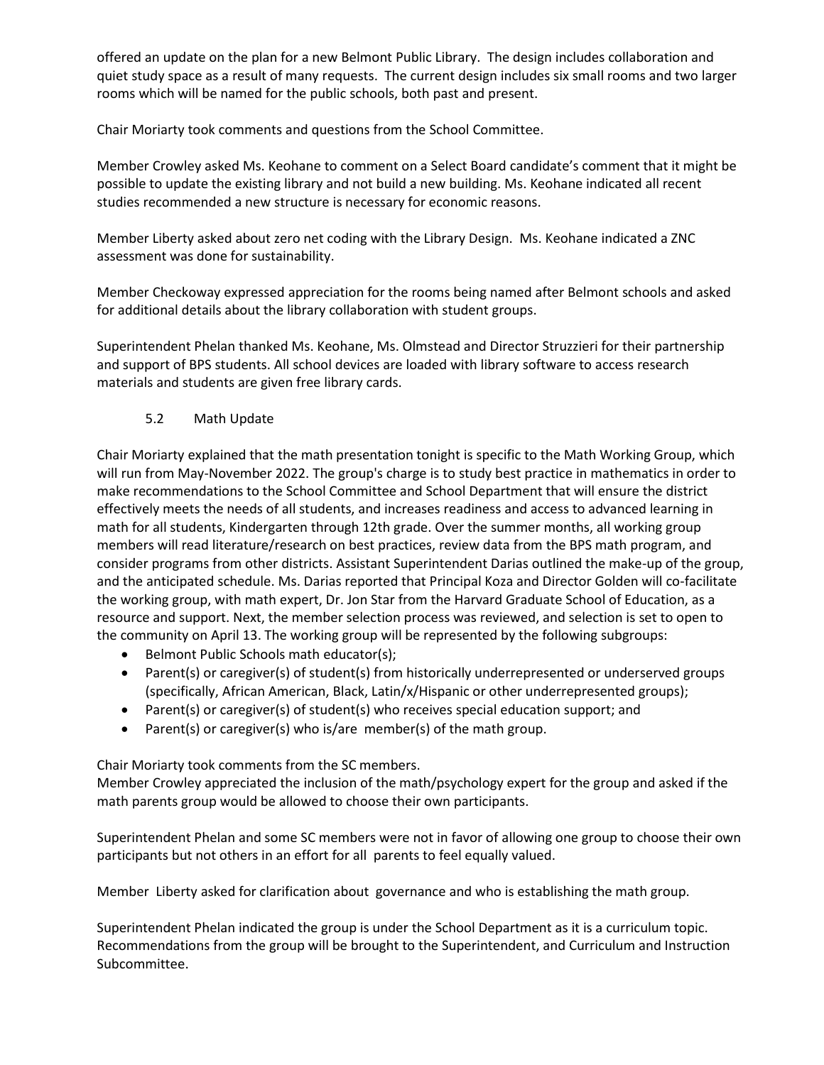offered an update on the plan for a new Belmont Public Library. The design includes collaboration and quiet study space as a result of many requests. The current design includes six small rooms and two larger rooms which will be named for the public schools, both past and present.

Chair Moriarty took comments and questions from the School Committee.

Member Crowley asked Ms. Keohane to comment on a Select Board candidate's comment that it might be possible to update the existing library and not build a new building. Ms. Keohane indicated all recent studies recommended a new structure is necessary for economic reasons.

Member Liberty asked about zero net coding with the Library Design. Ms. Keohane indicated a ZNC assessment was done for sustainability.

Member Checkoway expressed appreciation for the rooms being named after Belmont schools and asked for additional details about the library collaboration with student groups.

Superintendent Phelan thanked Ms. Keohane, Ms. Olmstead and Director Struzzieri for their partnership and support of BPS students. All school devices are loaded with library software to access research materials and students are given free library cards.

### 5.2 Math Update

Chair Moriarty explained that the math presentation tonight is specific to the Math Working Group, which will run from May-November 2022. The group's charge is to study best practice in mathematics in order to make recommendations to the School Committee and School Department that will ensure the district effectively meets the needs of all students, and increases readiness and access to advanced learning in math for all students, Kindergarten through 12th grade. Over the summer months, all working group members will read literature/research on best practices, review data from the BPS math program, and consider programs from other districts. Assistant Superintendent Darias outlined the make-up of the group, and the anticipated schedule. Ms. Darias reported that Principal Koza and Director Golden will co-facilitate the working group, with math expert, Dr. Jon Star from the Harvard Graduate School of Education, as a resource and support. Next, the member selection process was reviewed, and selection is set to open to the community on April 13. The working group will be represented by the following subgroups:

- Belmont Public Schools math educator(s);
- Parent(s) or caregiver(s) of student(s) from historically underrepresented or underserved groups (specifically, African American, Black, Latin/x/Hispanic or other underrepresented groups);
- Parent(s) or caregiver(s) of student(s) who receives special education support; and
- Parent(s) or caregiver(s) who is/are member(s) of the math group.

Chair Moriarty took comments from the SC members.
Member Crowley appreciated the inclusion of the math/psychology expert for the group and asked if the math parents group would be allowed to choose their own participants.

Superintendent Phelan and some SC members were not in favor of allowing one group to choose their own participants but not others in an effort for all parents to feel equally valued.

Member Liberty asked for clarification about governance and who is establishing the math group.

Superintendent Phelan indicated the group is under the School Department as it is a curriculum topic. Recommendations from the group will be brought to the Superintendent, and Curriculum and Instruction Subcommittee.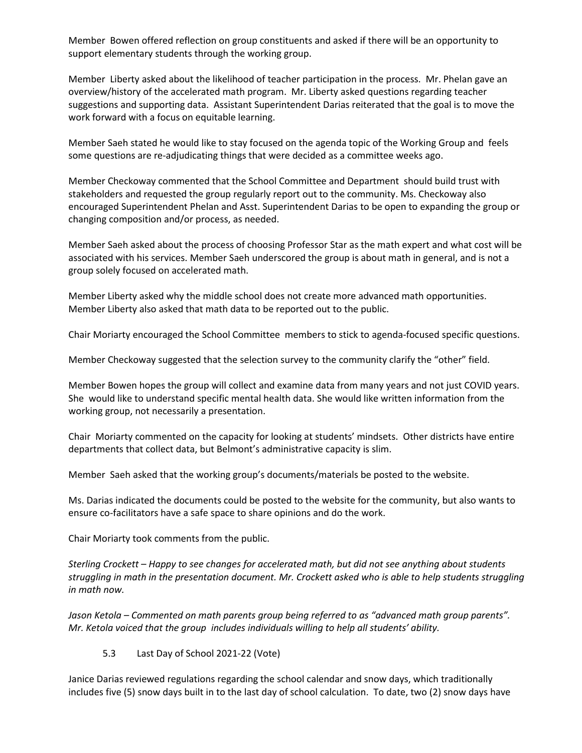Member Bowen offered reflection on group constituents and asked if there will be an opportunity to support elementary students through the working group.

Member Liberty asked about the likelihood of teacher participation in the process. Mr. Phelan gave an overview/history of the accelerated math program. Mr. Liberty asked questions regarding teacher suggestions and supporting data. Assistant Superintendent Darias reiterated that the goal is to move the work forward with a focus on equitable learning.

Member Saeh stated he would like to stay focused on the agenda topic of the Working Group and feels some questions are re-adjudicating things that were decided as a committee weeks ago.

Member Checkoway commented that the School Committee and Department should build trust with stakeholders and requested the group regularly report out to the community. Ms. Checkoway also encouraged Superintendent Phelan and Asst. Superintendent Darias to be open to expanding the group or changing composition and/or process, as needed.

Member Saeh asked about the process of choosing Professor Star as the math expert and what cost will be associated with his services. Member Saeh underscored the group is about math in general, and is not a group solely focused on accelerated math.

Member Liberty asked why the middle school does not create more advanced math opportunities. Member Liberty also asked that math data to be reported out to the public.

Chair Moriarty encouraged the School Committee members to stick to agenda-focused specific questions.

Member Checkoway suggested that the selection survey to the community clarify the "other" field.

Member Bowen hopes the group will collect and examine data from many years and not just COVID years. She would like to understand specific mental health data. She would like written information from the working group, not necessarily a presentation.

Chair Moriarty commented on the capacity for looking at students' mindsets. Other districts have entire departments that collect data, but Belmont's administrative capacity is slim.

Member Saeh asked that the working group's documents/materials be posted to the website.

Ms. Darias indicated the documents could be posted to the website for the community, but also wants to ensure co-facilitators have a safe space to share opinions and do the work.

Chair Moriarty took comments from the public.

*Sterling Crockett – Happy to see changes for accelerated math, but did not see anything about students struggling in math in the presentation document. Mr. Crockett asked who is able to help students struggling in math now.*

*Jason Ketola – Commented on math parents group being referred to as "advanced math group parents". Mr. Ketola voiced that the group includes individuals willing to help all students' ability.*

5.3 Last Day of School 2021-22 (Vote)

Janice Darias reviewed regulations regarding the school calendar and snow days, which traditionally includes five (5) snow days built in to the last day of school calculation. To date, two (2) snow days have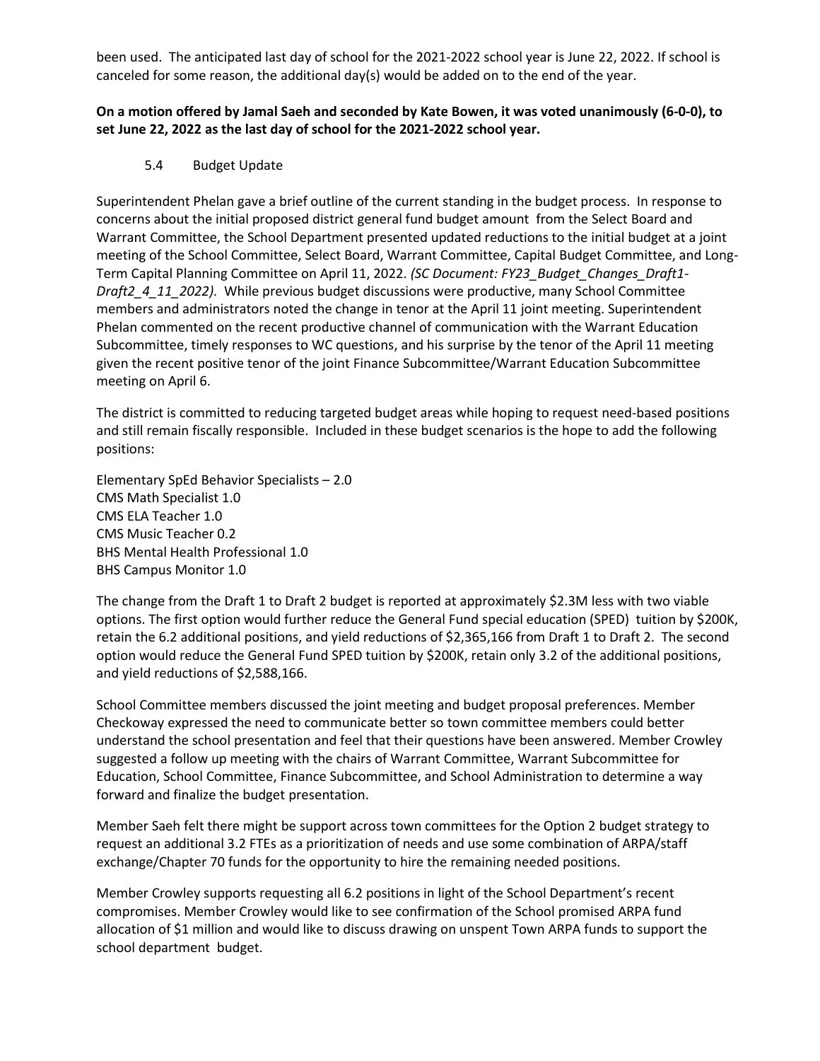been used. The anticipated last day of school for the 2021-2022 school year is June 22, 2022. If school is canceled for some reason, the additional day(s) would be added on to the end of the year.

**On a motion offered by Jamal Saeh and seconded by Kate Bowen, it was voted unanimously (6-0-0), to set June 22, 2022 as the last day of school for the 2021-2022 school year.**

5.4 Budget Update

Superintendent Phelan gave a brief outline of the current standing in the budget process. In response to concerns about the initial proposed district general fund budget amount from the Select Board and Warrant Committee, the School Department presented updated reductions to the initial budget at a joint meeting of the School Committee, Select Board, Warrant Committee, Capital Budget Committee, and Long-Term Capital Planning Committee on April 11, 2022. *(SC Document: FY23_Budget_Changes_Draft1-Draft2_4_11_2022).* While previous budget discussions were productive, many School Committee members and administrators noted the change in tenor at the April 11 joint meeting. Superintendent Phelan commented on the recent productive channel of communication with the Warrant Education Subcommittee, timely responses to WC questions, and his surprise by the tenor of the April 11 meeting given the recent positive tenor of the joint Finance Subcommittee/Warrant Education Subcommittee meeting on April 6.

The district is committed to reducing targeted budget areas while hoping to request need-based positions and still remain fiscally responsible. Included in these budget scenarios is the hope to add the following positions:

Elementary SpEd Behavior Specialists – 2.0
CMS Math Specialist 1.0
CMS ELA Teacher 1.0
CMS Music Teacher 0.2
BHS Mental Health Professional 1.0
BHS Campus Monitor 1.0

The change from the Draft 1 to Draft 2 budget is reported at approximately $2.3M less with two viable options. The first option would further reduce the General Fund special education (SPED) tuition by $200K, retain the 6.2 additional positions, and yield reductions of $2,365,166 from Draft 1 to Draft 2. The second option would reduce the General Fund SPED tuition by $200K, retain only 3.2 of the additional positions, and yield reductions of $2,588,166.

School Committee members discussed the joint meeting and budget proposal preferences. Member Checkoway expressed the need to communicate better so town committee members could better understand the school presentation and feel that their questions have been answered. Member Crowley suggested a follow up meeting with the chairs of Warrant Committee, Warrant Subcommittee for Education, School Committee, Finance Subcommittee, and School Administration to determine a way forward and finalize the budget presentation.

Member Saeh felt there might be support across town committees for the Option 2 budget strategy to request an additional 3.2 FTEs as a prioritization of needs and use some combination of ARPA/staff exchange/Chapter 70 funds for the opportunity to hire the remaining needed positions.

Member Crowley supports requesting all 6.2 positions in light of the School Department's recent compromises. Member Crowley would like to see confirmation of the School promised ARPA fund allocation of $1 million and would like to discuss drawing on unspent Town ARPA funds to support the school department budget.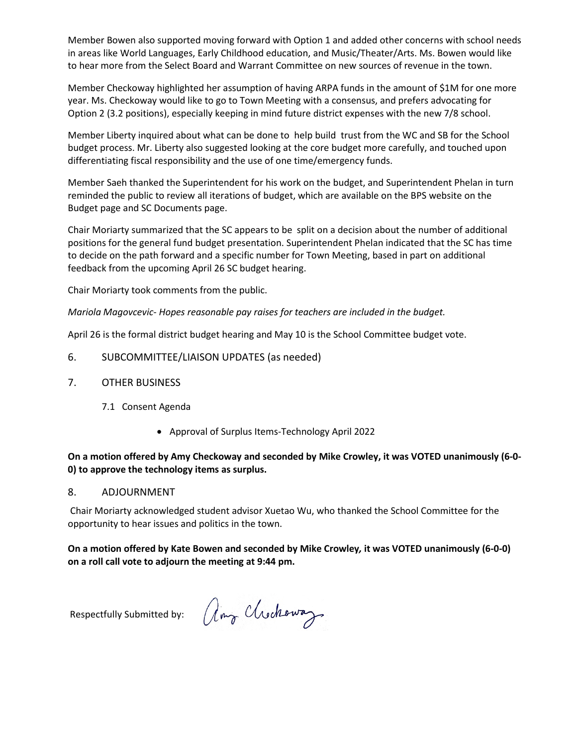Member Bowen also supported moving forward with Option 1 and added other concerns with school needs in areas like World Languages, Early Childhood education, and Music/Theater/Arts. Ms. Bowen would like to hear more from the Select Board and Warrant Committee on new sources of revenue in the town.

Member Checkoway highlighted her assumption of having ARPA funds in the amount of $1M for one more year. Ms. Checkoway would like to go to Town Meeting with a consensus, and prefers advocating for Option 2 (3.2 positions), especially keeping in mind future district expenses with the new 7/8 school.

Member Liberty inquired about what can be done to help build trust from the WC and SB for the School budget process. Mr. Liberty also suggested looking at the core budget more carefully, and touched upon differentiating fiscal responsibility and the use of one time/emergency funds.

Member Saeh thanked the Superintendent for his work on the budget, and Superintendent Phelan in turn reminded the public to review all iterations of budget, which are available on the BPS website on the Budget page and SC Documents page.

Chair Moriarty summarized that the SC appears to be split on a decision about the number of additional positions for the general fund budget presentation. Superintendent Phelan indicated that the SC has time to decide on the path forward and a specific number for Town Meeting, based in part on additional feedback from the upcoming April 26 SC budget hearing.

Chair Moriarty took comments from the public.

*Mariola Magovcevic- Hopes reasonable pay raises for teachers are included in the budget.*

April 26 is the formal district budget hearing and May 10 is the School Committee budget vote.

## 6. SUBCOMMITTEE/LIAISON UPDATES (as needed)

## 7. OTHER BUSINESS

### 7.1 Consent Agenda

- Approval of Surplus Items-Technology April 2022

**On a motion offered by Amy Checkoway and seconded by Mike Crowley, it was VOTED unanimously (6-0-0) to approve the technology items as surplus.**

## 8. ADJOURNMENT

Chair Moriarty acknowledged student advisor Xuetao Wu, who thanked the School Committee for the opportunity to hear issues and politics in the town.

**On a motion offered by Kate Bowen and seconded by Mike Crowley, it was VOTED unanimously (6-0-0) on a roll call vote to adjourn the meeting at 9:44 pm.**

Respectfully Submitted by: Amy Checkoway